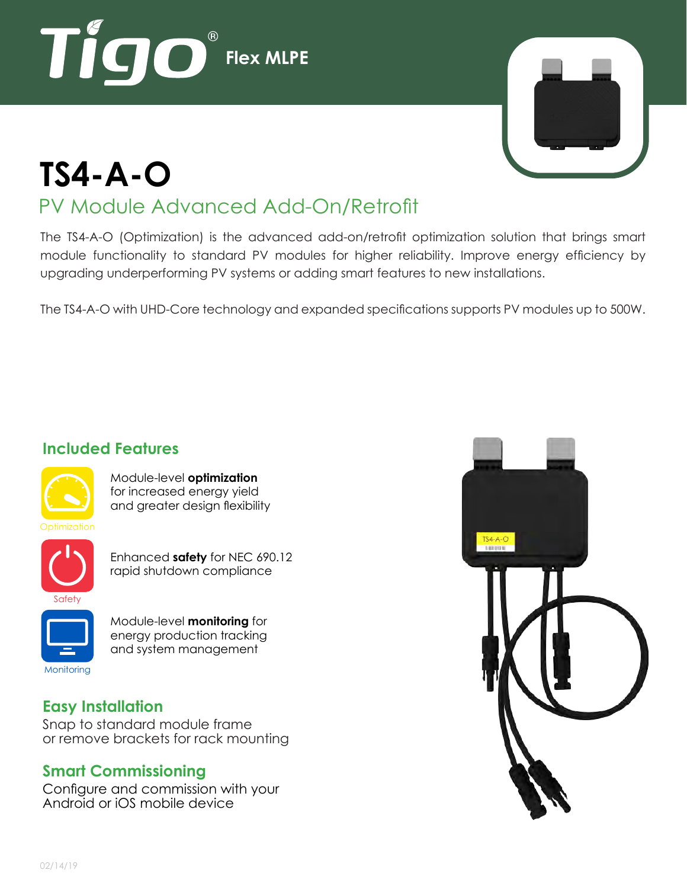# Tigo® Flex MLPE

# TS4-A-O

## PV Module Advanced Add-On/Retrofit

The TS4-A-O (Optimization) is the advanced add-on/retrofit optimization solution that brings smart module functionality to standard PV modules for higher reliability. Improve energy efficiency by upgrading underperforming PV systems or adding smart features to new installations.

The TS4-A-O with UHD-Core technology and expanded specifications supports PV modules up to 500W.

### Included Features

Optimization

Module-level **optimization** for increased energy yield and greater design flexibility

Safety

Enhanced **safety** for NEC 690.12 rapid shutdown compliance

Monitoring

Module-level **monitoring** for energy production tracking and system management

### Easy Installation

Snap to standard module frame or remove brackets for rack mounting

### Smart Commissioning

Configure and commission with your Android or iOS mobile device

TS4-A-O

02/14/19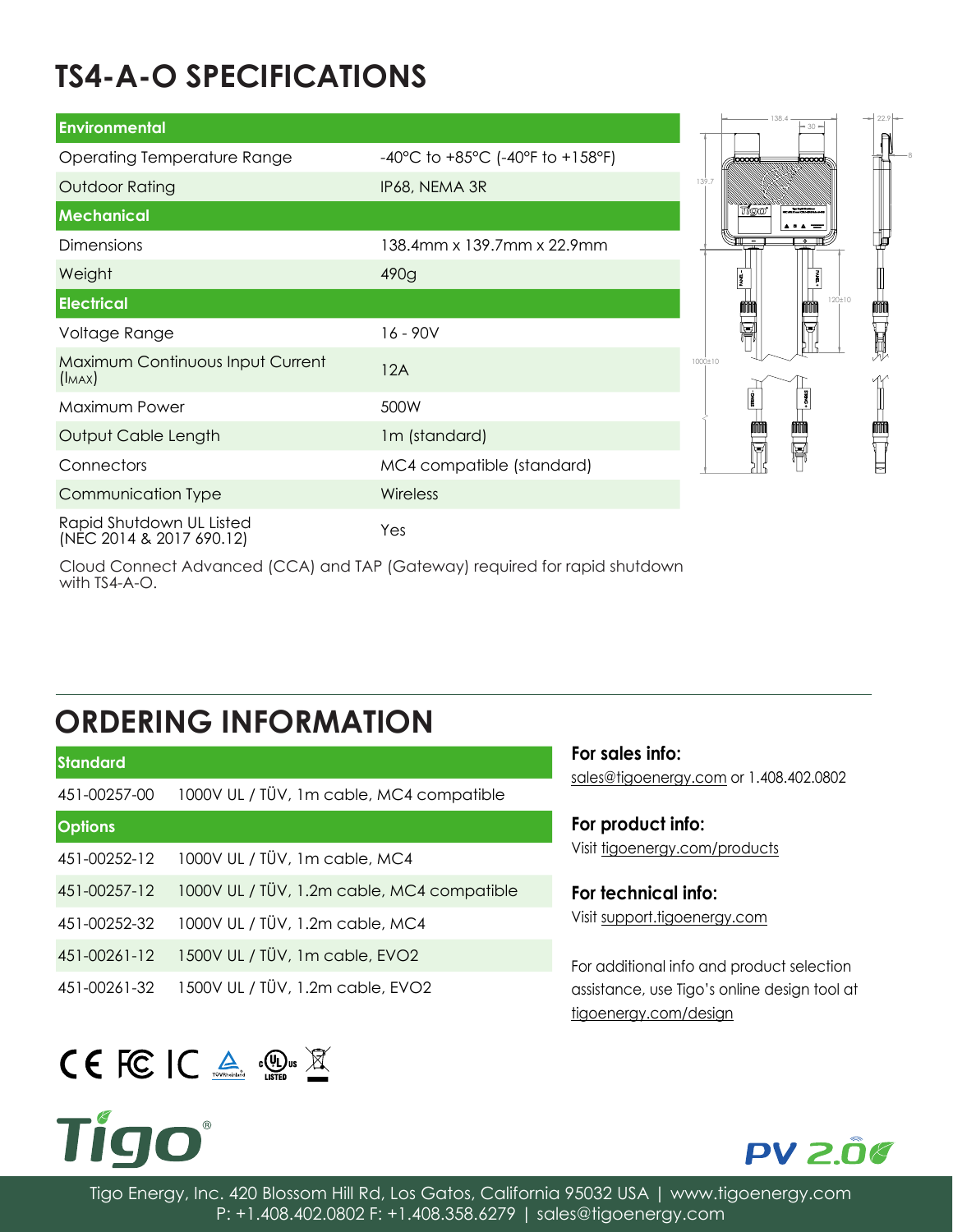# TS4-A-O SPECIFICATIONS

| | |
|---|---|
| **Environmental** | |
| Operating Temperature Range | -40°C to +85°C (-40°F to +158°F) |
| Outdoor Rating | IP68, NEMA 3R |
| **Mechanical** | |
| Dimensions | 138.4mm x 139.7mm x 22.9mm |
| Weight | 490g |
| **Electrical** | |
| Voltage Range | 16 - 90V |
| Maximum Continuous Input Current ($I_{MAX}$) | 12A |
| Maximum Power | 500W |
| Output Cable Length | 1m (standard) |
| Connectors | MC4 compatible (standard) |
| Communication Type | Wireless |
| Rapid Shutdown UL Listed (NEC 2014 & 2017 690.12) | Yes |

Cloud Connect Advanced (CCA) and TAP (Gateway) required for rapid shutdown with TS4-A-O.

138.4
30
22.9
8
139.7
120±10
1000±10

## ORDERING INFORMATION

| | |
|---|---|
| **Standard** | |
| 451-00257-00 | 1000V UL / TÜV, 1m cable, MC4 compatible |
| **Options** | |
| 451-00252-12 | 1000V UL / TÜV, 1m cable, MC4 |
| 451-00257-12 | 1000V UL / TÜV, 1.2m cable, MC4 compatible |
| 451-00252-32 | 1000V UL / TÜV, 1.2m cable, MC4 |
| 451-00261-12 | 1500V UL / TÜV, 1m cable, EVO2 |
| 451-00261-32 | 1500V UL / TÜV, 1.2m cable, EVO2 |

**For sales info:**
sales@tigoenergy.com or 1.408.402.0802

**For product info:**
Visit tigoenergy.com/products

**For technical info:**
Visit support.tigoenergy.com

For additional info and product selection assistance, use Tigo's online design tool at tigoenergy.com/design

Tigo Energy, Inc. 420 Blossom Hill Rd, Los Gatos, California 95032 USA | www.tigoenergy.com
P: +1.408.402.0802 F: +1.408.358.6279 | sales@tigoenergy.com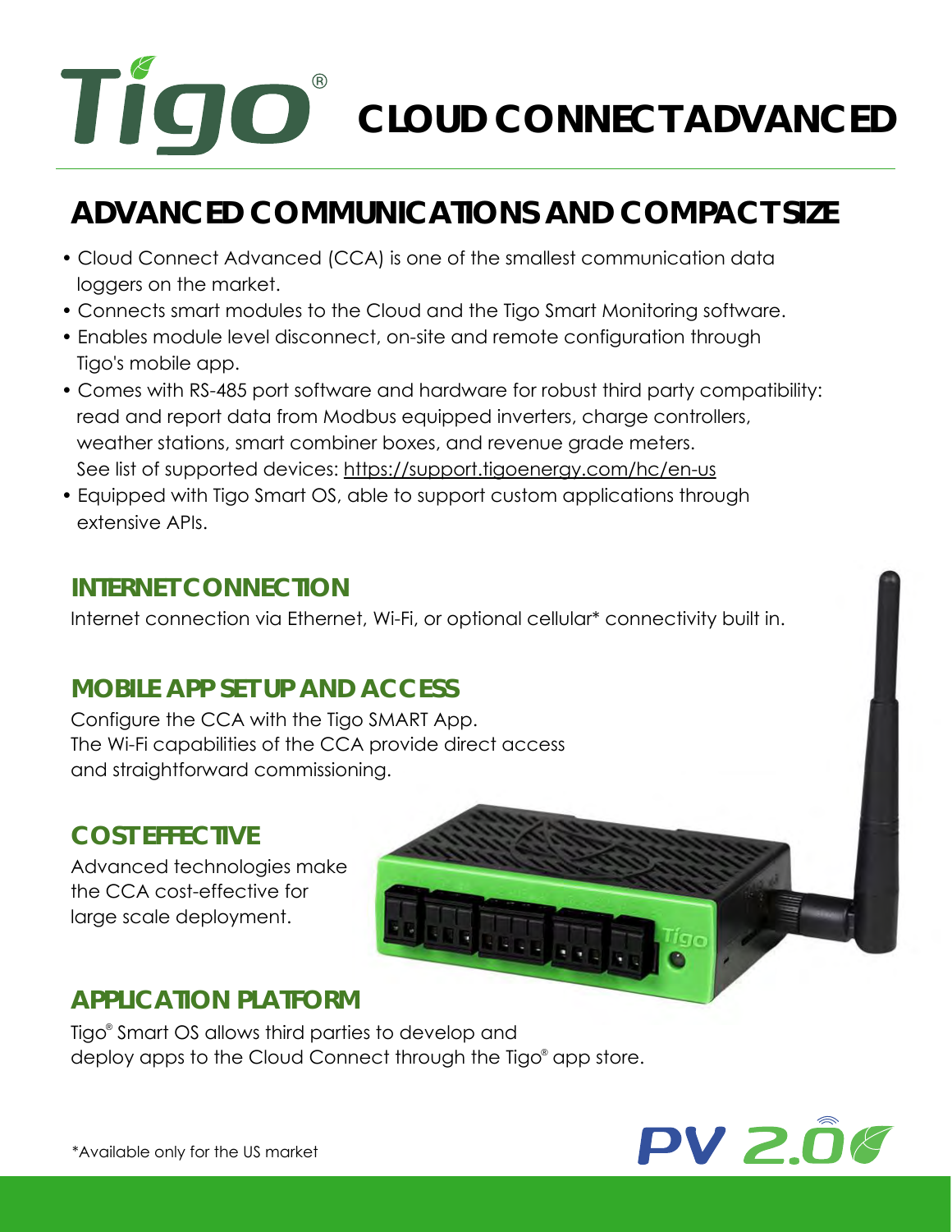# Tigo® CLOUD CONNECT ADVANCED

## ADVANCED COMMUNICATIONS AND COMPACT SIZE

- Cloud Connect Advanced (CCA) is one of the smallest communication data loggers on the market.
- Connects smart modules to the Cloud and the Tigo Smart Monitoring software.
- Enables module level disconnect, on-site and remote configuration through Tigo's mobile app.
- Comes with RS-485 port software and hardware for robust third party compatibility: read and report data from Modbus equipped inverters, charge controllers, weather stations, smart combiner boxes, and revenue grade meters. See list of supported devices: https://support.tigoenergy.com/hc/en-us
- Equipped with Tigo Smart OS, able to support custom applications through extensive APIs.

### INTERNET CONNECTION

Internet connection via Ethernet, Wi-Fi, or optional cellular* connectivity built in.

### MOBILE APP SET UP AND ACCESS

Configure the CCA with the Tigo SMART App.
The Wi-Fi capabilities of the CCA provide direct access and straightforward commissioning.

### COST EFFECTIVE

Advanced technologies make the CCA cost-effective for large scale deployment.

### APPLICATION PLATFORM

Tigo® Smart OS allows third parties to develop and deploy apps to the Cloud Connect through the Tigo® app store.

*Available only for the US market

PV 2.0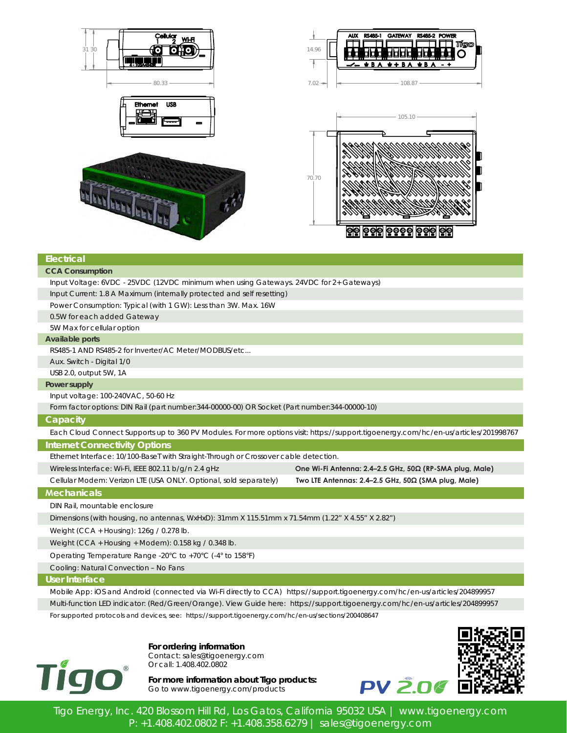Cellular 1 2 Wi-Fi

31 30

80.33

AUX RS485-1 GATEWAY RS485-2 POWER

14.96

7.02

108.87

Ethernet USB

105.10

70.70

## Electrical

### CCA Consumption

Input Voltage: 6VDC - 25VDC (12VDC minimum when using Gateways. 24VDC for 2+ Gateways)

Input Current: 1.8 A Maximum (internally protected and self resetting)

Power Consumption: Typical (with 1 GW): Less than 3W. Max. 16W

0.5W for each added Gateway

5W Max for cellular option

### Available ports

RS485-1 AND RS485-2 for Inverter/AC Meter/MODBUS/etc...

Aux. Switch - Digital 1/0

USB 2.0, output 5W, 1A

### Power supply

Input voltage: 100-240VAC, 50-60 Hz

Form factor options: DIN Rail (part number:344-00000-00) OR Socket (Part number:344-00000-10)

## Capacity

Each Cloud Connect Supports up to 360 PV Modules. For more options visit: https://support.tigoenergy.com/hc/en-us/articles/201998767

## Internet Connectivity Options

Ethernet Interface: 10/100-BaseT with Straight-Through or Crossover cable detection.

| | |
|---|---|
| Wireless Interface: Wi-Fi, IEEE 802.11 b/g/n 2.4 gHz | **One Wi-Fi Antenna: 2.4–2.5 GHz, 50Ω (RP-SMA plug, Male)** |
| Cellular Modem: Verizon LTE (USA ONLY. Optional, sold separately) | **Two LTE Antennas: 2.4–2.5 GHz, 50Ω (SMA plug, Male)** |

## Mechanicals

DIN Rail, mountable enclosure

Dimensions (with housing, no antennas, WxHxD): 31mm X 115.51mm x 71.54mm (1.22" X 4.55" X 2.82")

Weight (CCA + Housing): 126g / 0.278 lb.

Weight (CCA + Housing + Modem): 0.158 kg / 0.348 lb.

Operating Temperature Range -20°C to +70°C (-4° to 158°F)

Cooling: Natural Convection – No Fans

## User Interface

Mobile App: iOS and Android (connected via Wi-Fi directly to CCA) https://support.tigoenergy.com/hc/en-us/articles/204899957

Multi-function LED indicator: (Red/Green/Orange). View Guide here: https://support.tigoenergy.com/hc/en-us/articles/204899957

For supported protocols and devices, see: https://support.tigoenergy.com/hc/en-us/sections/200408647

**For ordering information**
Contact: sales@tigoenergy.com
Or call: 1.408.402.0802

**For more information about Tigo products:**
Go to www.tigoenergy.com/products

Tigo Energy, Inc. 420 Blossom Hill Rd, Los Gatos, California 95032 USA | www.tigoenergy.com
P: +1.408.402.0802 F: +1.408.358.6279 | sales@tigoenergy.com